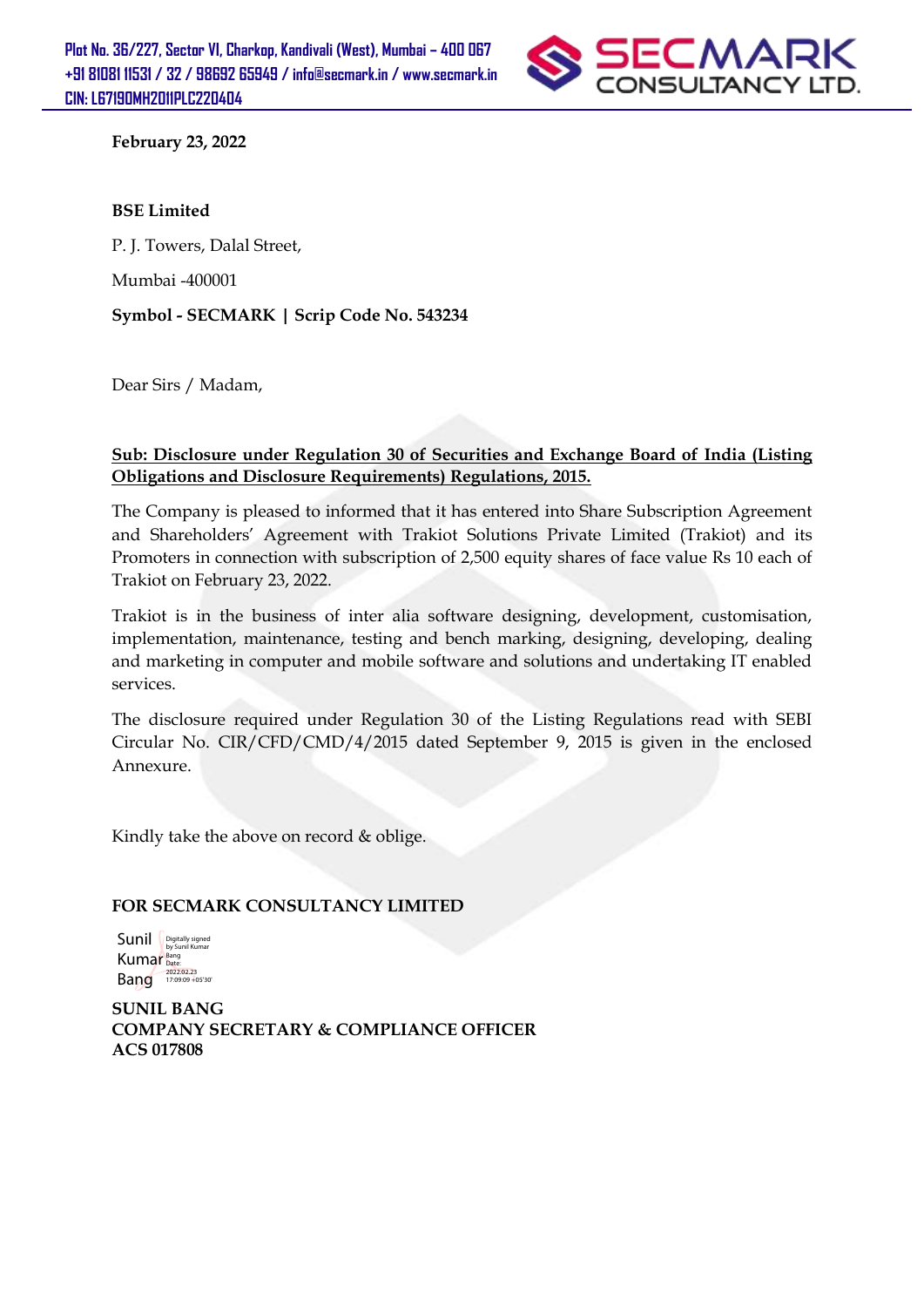Plot No. 36/227, Sector VI, Charkop, Kandivali (West), Mumbai – 400 067
+91 81081 11531 / 32 / 98692 65949 / info@secmark.in / www.secmark.in
CIN: L67190MH2011PLC220404

SECMARK CONSULTANCY LTD.

**February 23, 2022**

**BSE Limited**

P. J. Towers, Dalal Street,

Mumbai -400001

**Symbol - SECMARK | Scrip Code No. 543234**

Dear Sirs / Madam,

**Sub: Disclosure under Regulation 30 of Securities and Exchange Board of India (Listing Obligations and Disclosure Requirements) Regulations, 2015.**

The Company is pleased to informed that it has entered into Share Subscription Agreement and Shareholders' Agreement with Trakiot Solutions Private Limited (Trakiot) and its Promoters in connection with subscription of 2,500 equity shares of face value Rs 10 each of Trakiot on February 23, 2022.

Trakiot is in the business of inter alia software designing, development, customisation, implementation, maintenance, testing and bench marking, designing, developing, dealing and marketing in computer and mobile software and solutions and undertaking IT enabled services.

The disclosure required under Regulation 30 of the Listing Regulations read with SEBI Circular No. CIR/CFD/CMD/4/2015 dated September 9, 2015 is given in the enclosed Annexure.

Kindly take the above on record & oblige.

**FOR SECMARK CONSULTANCY LIMITED**

Sunil Kumar Bang
Digitally signed by Sunil Kumar Bang
Date: 2022.02.23 17:09:09 +05'30'

**SUNIL BANG**
**COMPANY SECRETARY & COMPLIANCE OFFICER**
**ACS 017808**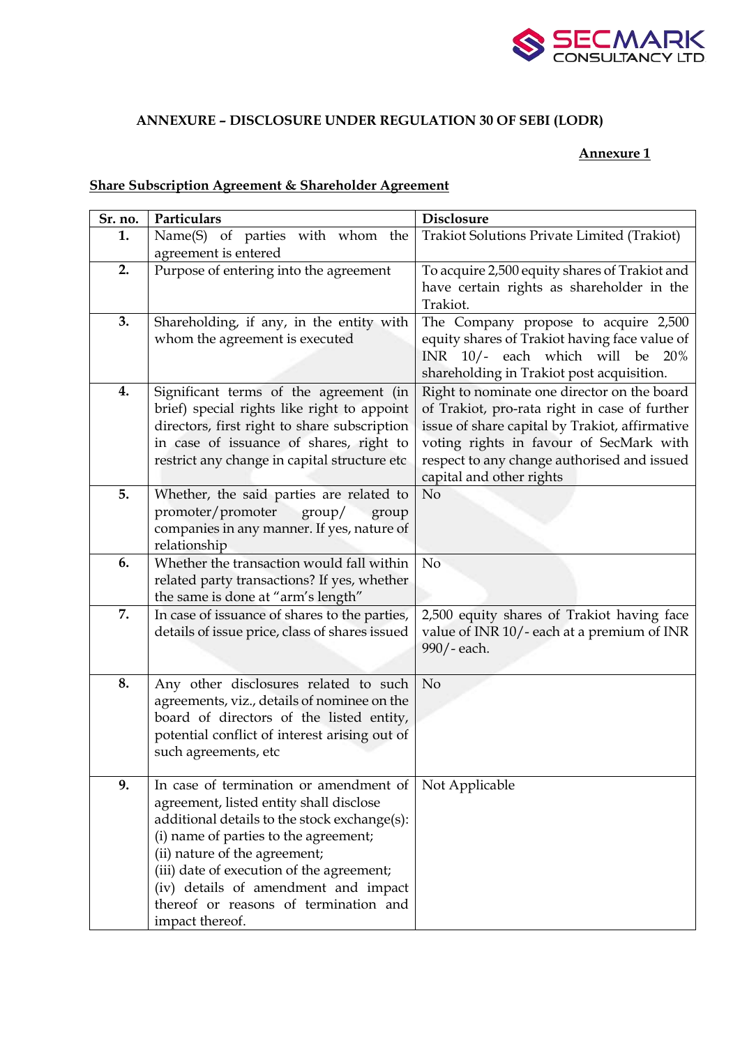**ANNEXURE – DISCLOSURE UNDER REGULATION 30 OF SEBI (LODR)**

**Annexure 1**

**Share Subscription Agreement & Shareholder Agreement**

| Sr. no. | Particulars | Disclosure |
|---|---|---|
| **1.** | Name(S) of parties with whom the agreement is entered | Trakiot Solutions Private Limited (Trakiot) |
| **2.** | Purpose of entering into the agreement | To acquire 2,500 equity shares of Trakiot and have certain rights as shareholder in the Trakiot. |
| **3.** | Shareholding, if any, in the entity with whom the agreement is executed | The Company propose to acquire 2,500 equity shares of Trakiot having face value of INR 10/- each which will be 20% shareholding in Trakiot post acquisition. |
| **4.** | Significant terms of the agreement (in brief) special rights like right to appoint directors, first right to share subscription in case of issuance of shares, right to restrict any change in capital structure etc | Right to nominate one director on the board of Trakiot, pro-rata right in case of further issue of share capital by Trakiot, affirmative voting rights in favour of SecMark with respect to any change authorised and issued capital and other rights |
| **5.** | Whether, the said parties are related to promoter/promoter group/ group companies in any manner. If yes, nature of relationship | No |
| **6.** | Whether the transaction would fall within related party transactions? If yes, whether the same is done at "arm's length" | No |
| **7.** | In case of issuance of shares to the parties, details of issue price, class of shares issued | 2,500 equity shares of Trakiot having face value of INR 10/- each at a premium of INR 990/- each. |
| **8.** | Any other disclosures related to such agreements, viz., details of nominee on the board of directors of the listed entity, potential conflict of interest arising out of such agreements, etc | No |
| **9.** | In case of termination or amendment of agreement, listed entity shall disclose additional details to the stock exchange(s): (i) name of parties to the agreement; (ii) nature of the agreement; (iii) date of execution of the agreement; (iv) details of amendment and impact thereof or reasons of termination and impact thereof. | Not Applicable |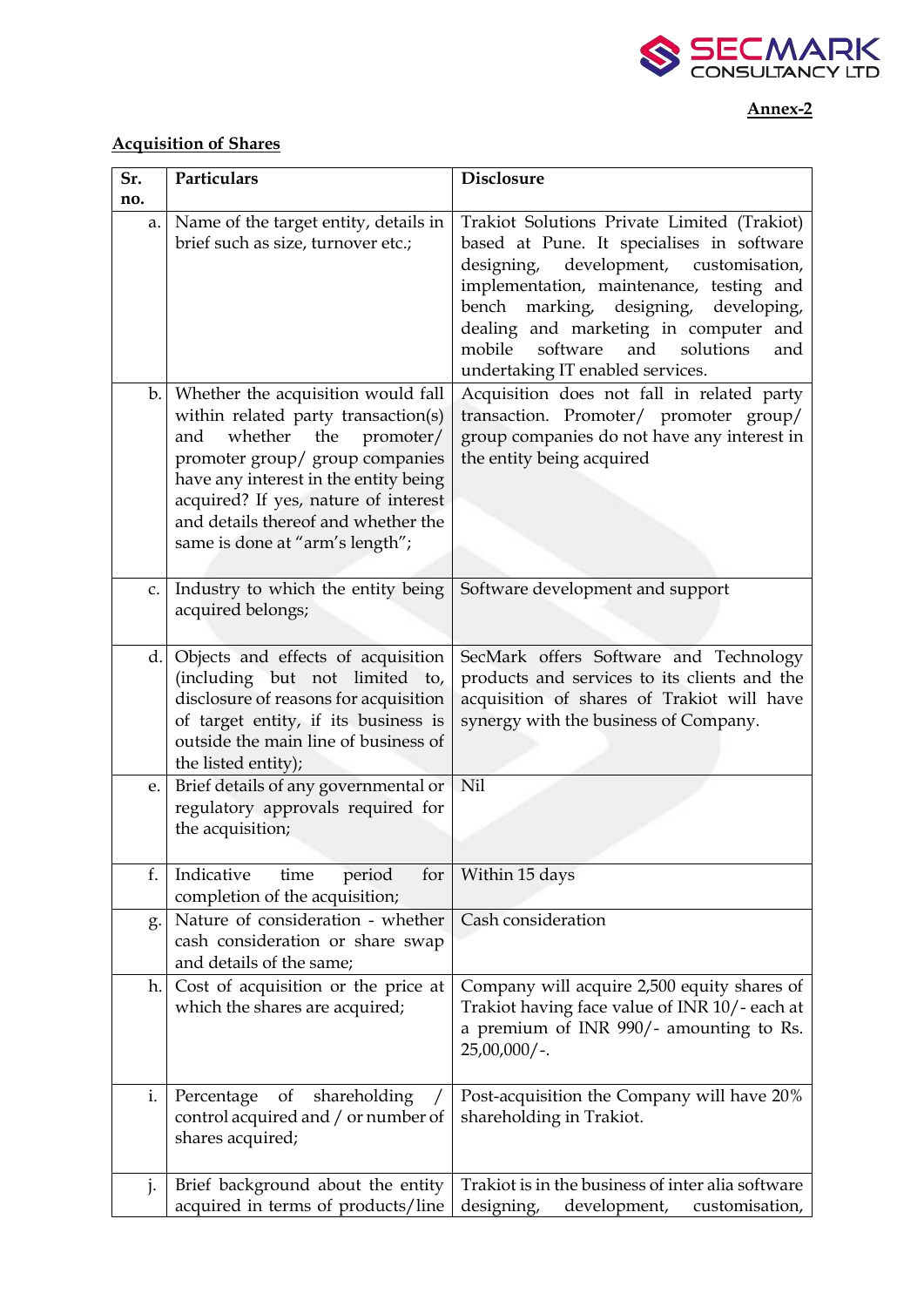**Annex-2**

**Acquisition of Shares**

| Sr. no. | Particulars | Disclosure |
|---|---|---|
| a. | Name of the target entity, details in brief such as size, turnover etc.; | Trakiot Solutions Private Limited (Trakiot) based at Pune. It specialises in software designing, development, customisation, implementation, maintenance, testing and bench marking, designing, developing, dealing and marketing in computer and mobile software and solutions and undertaking IT enabled services. |
| b. | Whether the acquisition would fall within related party transaction(s) and whether the promoter/ promoter group/ group companies have any interest in the entity being acquired? If yes, nature of interest and details thereof and whether the same is done at "arm's length"; | Acquisition does not fall in related party transaction. Promoter/ promoter group/ group companies do not have any interest in the entity being acquired |
| c. | Industry to which the entity being acquired belongs; | Software development and support |
| d. | Objects and effects of acquisition (including but not limited to, disclosure of reasons for acquisition of target entity, if its business is outside the main line of business of the listed entity); | SecMark offers Software and Technology products and services to its clients and the acquisition of shares of Trakiot will have synergy with the business of Company. |
| e. | Brief details of any governmental or regulatory approvals required for the acquisition; | Nil |
| f. | Indicative time period for completion of the acquisition; | Within 15 days |
| g. | Nature of consideration - whether cash consideration or share swap and details of the same; | Cash consideration |
| h. | Cost of acquisition or the price at which the shares are acquired; | Company will acquire 2,500 equity shares of Trakiot having face value of INR 10/- each at a premium of INR 990/- amounting to Rs. 25,00,000/-. |
| i. | Percentage of shareholding / control acquired and / or number of shares acquired; | Post-acquisition the Company will have 20% shareholding in Trakiot. |
| j. | Brief background about the entity acquired in terms of products/line | Trakiot is in the business of inter alia software designing, development, customisation, |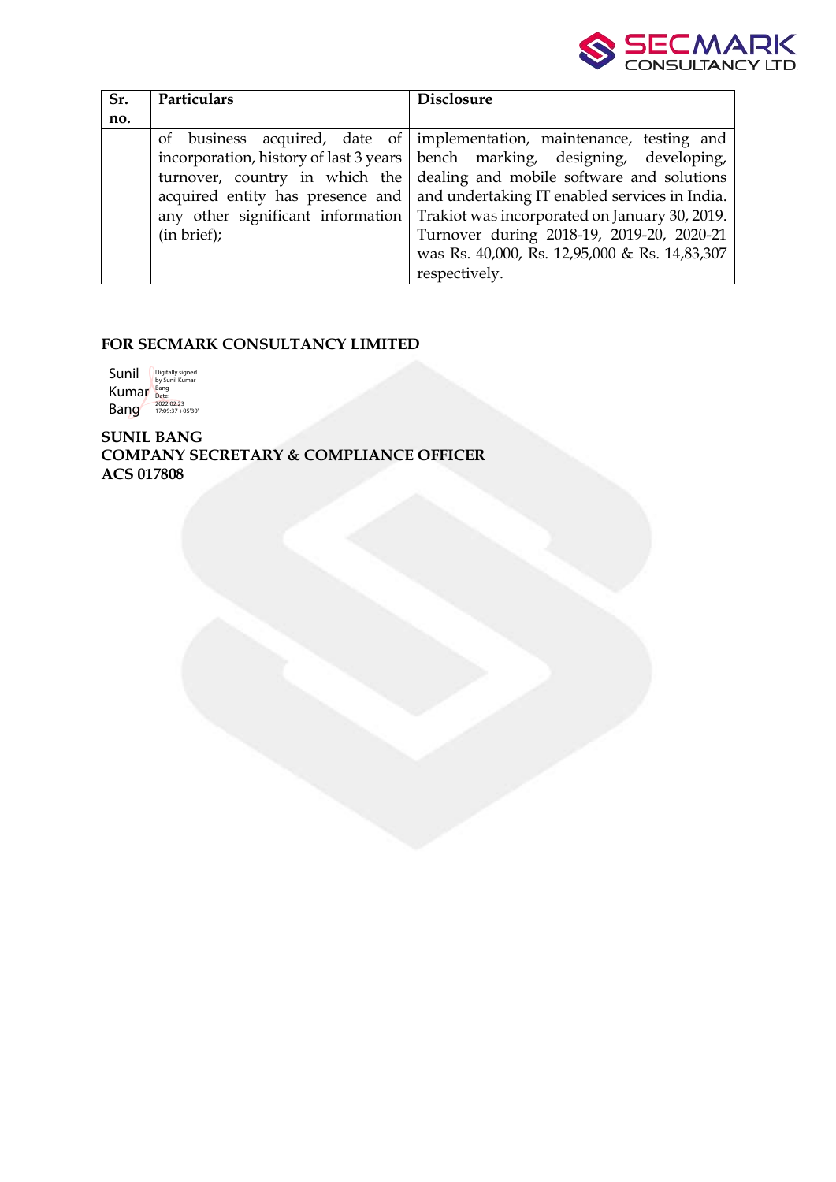| Sr. no. | Particulars | Disclosure |
| --- | --- | --- |
| | of business acquired, date of incorporation, history of last 3 years turnover, country in which the acquired entity has presence and any other significant information (in brief); | implementation, maintenance, testing and bench marking, designing, developing, dealing and mobile software and solutions and undertaking IT enabled services in India. Trakiot was incorporated on January 30, 2019. Turnover during 2018-19, 2019-20, 2020-21 was Rs. 40,000, Rs. 12,95,000 & Rs. 14,83,307 respectively. |

**FOR SECMARK CONSULTANCY LIMITED**

Sunil Kumar Bang

Digitally signed by Sunil Kumar Bang
Date: 2022.02.23 17:09:37 +05'30'

**SUNIL BANG**
**COMPANY SECRETARY & COMPLIANCE OFFICER**
**ACS 017808**